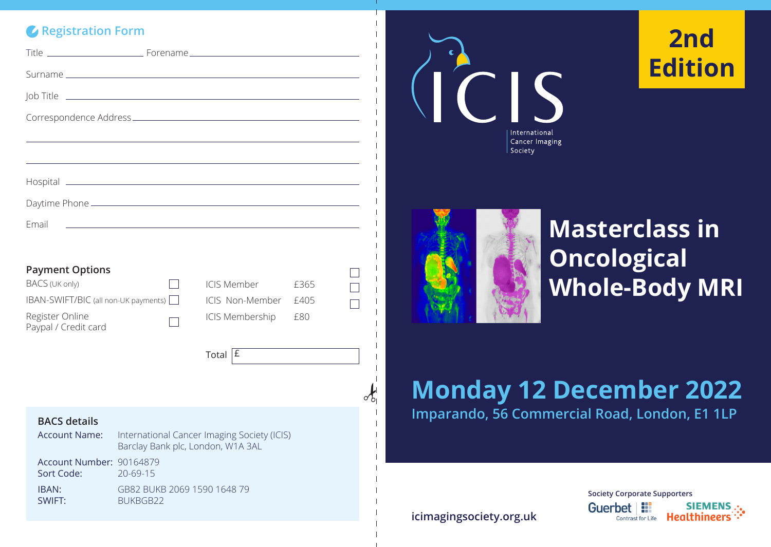## Registration Form

Title ____________________ Forename ____________________

Surname ____________________

Job Title ____________________

Correspondence Address ____________________

____________________

____________________

Hospital ____________________

Daytime Phone ____________________

Email ____________________

### Payment Options

| | | | | |
|---|---|---|---|---|
| BACS (UK only) | ☐ | ICIS Member | £365 | ☐ |
| IBAN-SWIFT/BIC (all non-UK payments) | ☐ | ICIS Non-Member | £405 | ☐ |
| Register Online Paypal / Credit card | ☐ | ICIS Membership | £80 | ☐ |

Total £ ____________________

### BACS details

Account Name: International Cancer Imaging Society (ICIS)
Barclay Bank plc, London, W1A 3AL

Account Number: 90164879
Sort Code: 20-69-15

IBAN: GB82 BUKB 2069 1590 1648 79
SWIFT: BUKBGB22

ICIS
International Cancer Imaging Society

**2nd Edition**

# Masterclass in Oncological Whole-Body MRI

## Monday 12 December 2022

**Imparando, 56 Commercial Road, London, E1 1LP**

**icimagingsociety.org.uk**

**Society Corporate Supporters**

Guerbet Contrast for Life

SIEMENS Healthineers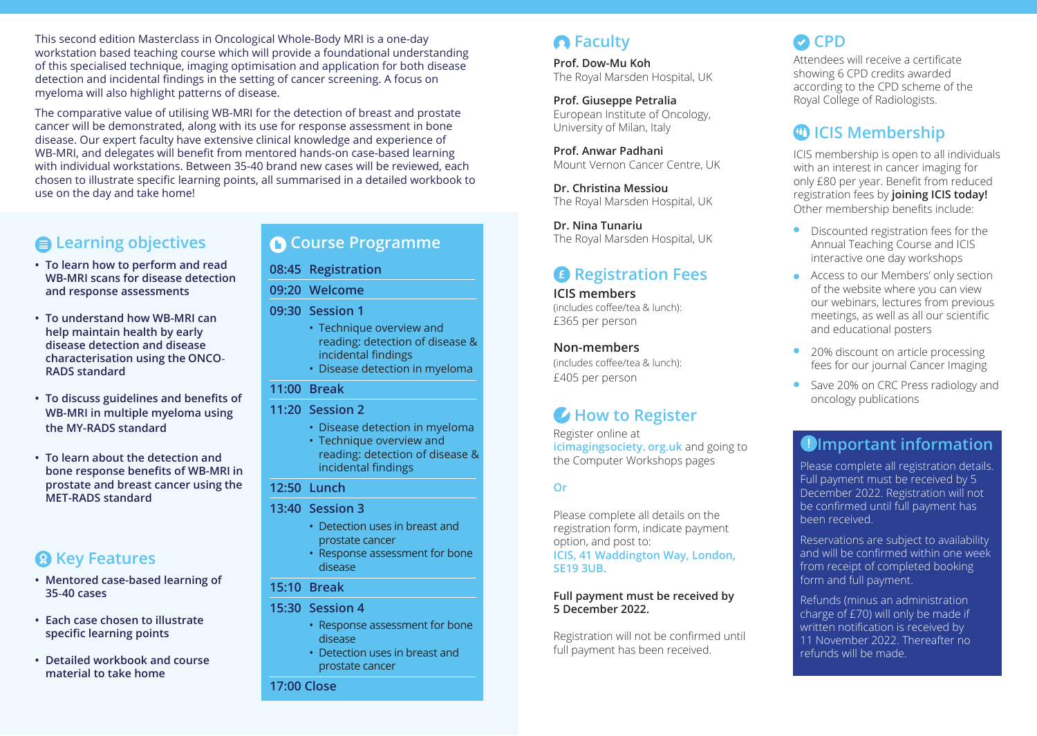This second edition Masterclass in Oncological Whole-Body MRI is a one-day workstation based teaching course which will provide a foundational understanding of this specialised technique, imaging optimisation and application for both disease detection and incidental findings in the setting of cancer screening. A focus on myeloma will also highlight patterns of disease.

The comparative value of utilising WB-MRI for the detection of breast and prostate cancer will be demonstrated, along with its use for response assessment in bone disease. Our expert faculty have extensive clinical knowledge and experience of WB-MRI, and delegates will benefit from mentored hands-on case-based learning with individual workstations. Between 35-40 brand new cases will be reviewed, each chosen to illustrate specific learning points, all summarised in a detailed workbook to use on the day and take home!

## Learning objectives

- **To learn how to perform and read WB-MRI scans for disease detection and response assessments**
- **To understand how WB-MRI can help maintain health by early disease detection and disease characterisation using the ONCO-RADS standard**
- **To discuss guidelines and benefits of WB-MRI in multiple myeloma using the MY-RADS standard**
- **To learn about the detection and bone response benefits of WB-MRI in prostate and breast cancer using the MET-RADS standard**

## Key Features

- **Mentored case-based learning of 35-40 cases**
- **Each case chosen to illustrate specific learning points**
- **Detailed workbook and course material to take home**

## Course Programme

**08:45 Registration**

**09:20 Welcome**

**09:30 Session 1**
- Technique overview and reading: detection of disease & incidental findings
- Disease detection in myeloma

**11:00 Break**

**11:20 Session 2**
- Disease detection in myeloma
- Technique overview and reading: detection of disease & incidental findings

**12:50 Lunch**

**13:40 Session 3**
- Detection uses in breast and prostate cancer
- Response assessment for bone disease

**15:10 Break**

**15:30 Session 4**
- Response assessment for bone disease
- Detection uses in breast and prostate cancer

**17:00 Close**

## Faculty

**Prof. Dow-Mu Koh**
The Royal Marsden Hospital, UK

**Prof. Giuseppe Petralia**
European Institute of Oncology, University of Milan, Italy

**Prof. Anwar Padhani**
Mount Vernon Cancer Centre, UK

**Dr. Christina Messiou**
The Royal Marsden Hospital, UK

**Dr. Nina Tunariu**
The Royal Marsden Hospital, UK

## Registration Fees

**ICIS members**
(includes coffee/tea & lunch):
£365 per person

**Non-members**
(includes coffee/tea & lunch):
£405 per person

## How to Register

Register online at **icimagingsociety. org.uk** and going to the Computer Workshops pages

**Or**

Please complete all details on the registration form, indicate payment option, and post to:
**ICIS, 41 Waddington Way, London, SE19 3UB.**

**Full payment must be received by 5 December 2022.**

Registration will not be confirmed until full payment has been received.

## CPD

Attendees will receive a certificate showing 6 CPD credits awarded according to the CPD scheme of the Royal College of Radiologists.

## ICIS Membership

ICIS membership is open to all individuals with an interest in cancer imaging for only £80 per year. Benefit from reduced registration fees by **joining ICIS today!** Other membership benefits include:

- Discounted registration fees for the Annual Teaching Course and ICIS interactive one day workshops
- Access to our Members' only section of the website where you can view our webinars, lectures from previous meetings, as well as all our scientific and educational posters
- 20% discount on article processing fees for our journal Cancer Imaging
- Save 20% on CRC Press radiology and oncology publications

## Important information

Please complete all registration details. Full payment must be received by 5 December 2022. Registration will not be confirmed until full payment has been received.

Reservations are subject to availability and will be confirmed within one week from receipt of completed booking form and full payment.

Refunds (minus an administration charge of £70) will only be made if written notification is received by 11 November 2022. Thereafter no refunds will be made.